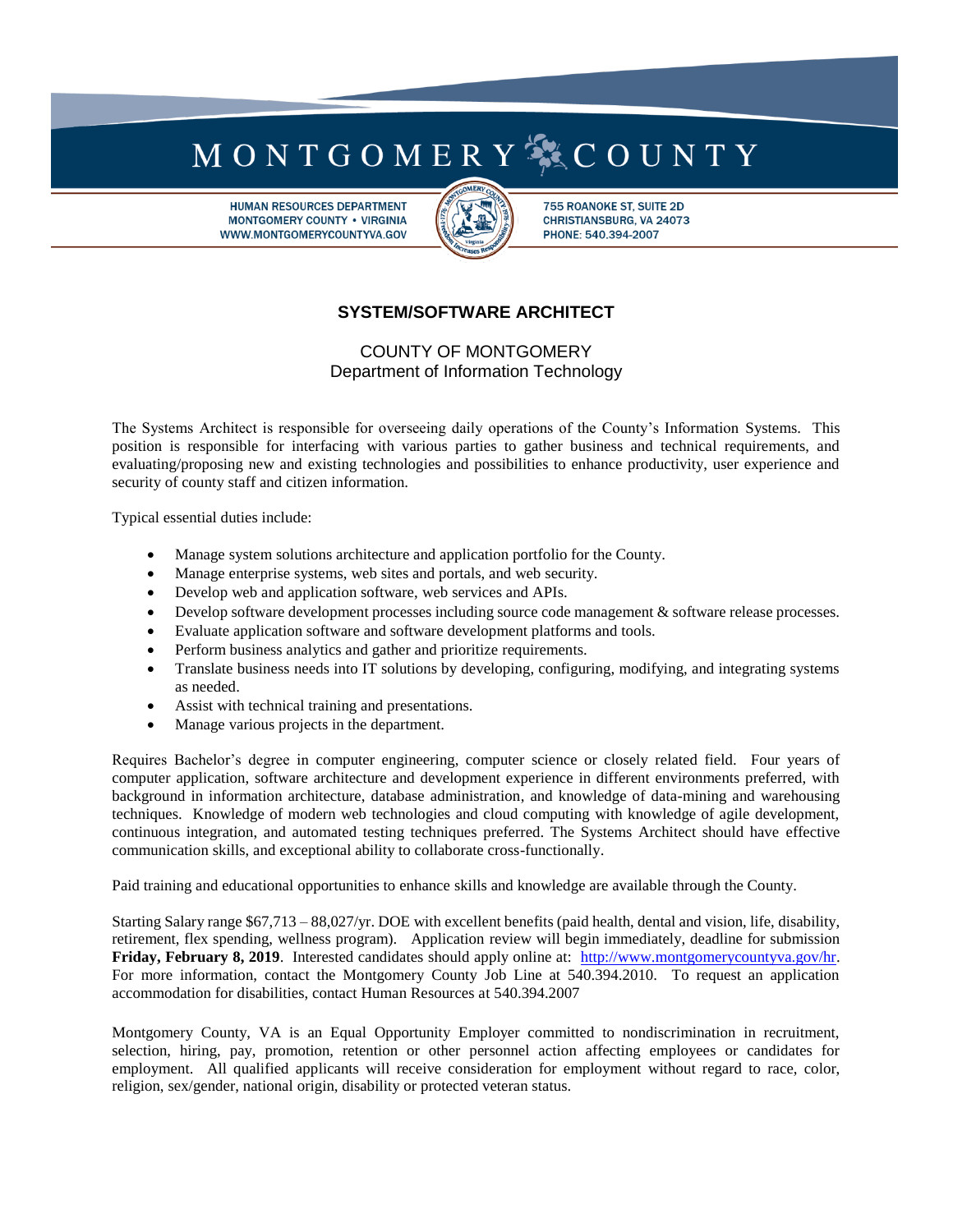# MONTGOMERY COUNTY

HUMAN RESOURCES DEPARTMENT
MONTGOMERY COUNTY • VIRGINIA
WWW.MONTGOMERYCOUNTYVA.GOV

755 ROANOKE ST, SUITE 2D
CHRISTIANSBURG, VA 24073
PHONE: 540.394-2007

## SYSTEM/SOFTWARE ARCHITECT

COUNTY OF MONTGOMERY
Department of Information Technology

The Systems Architect is responsible for overseeing daily operations of the County's Information Systems. This position is responsible for interfacing with various parties to gather business and technical requirements, and evaluating/proposing new and existing technologies and possibilities to enhance productivity, user experience and security of county staff and citizen information.

Typical essential duties include:

- Manage system solutions architecture and application portfolio for the County.
- Manage enterprise systems, web sites and portals, and web security.
- Develop web and application software, web services and APIs.
- Develop software development processes including source code management & software release processes.
- Evaluate application software and software development platforms and tools.
- Perform business analytics and gather and prioritize requirements.
- Translate business needs into IT solutions by developing, configuring, modifying, and integrating systems as needed.
- Assist with technical training and presentations.
- Manage various projects in the department.

Requires Bachelor's degree in computer engineering, computer science or closely related field. Four years of computer application, software architecture and development experience in different environments preferred, with background in information architecture, database administration, and knowledge of data-mining and warehousing techniques. Knowledge of modern web technologies and cloud computing with knowledge of agile development, continuous integration, and automated testing techniques preferred. The Systems Architect should have effective communication skills, and exceptional ability to collaborate cross-functionally.

Paid training and educational opportunities to enhance skills and knowledge are available through the County.

Starting Salary range $67,713 – 88,027/yr. DOE with excellent benefits (paid health, dental and vision, life, disability, retirement, flex spending, wellness program). Application review will begin immediately, deadline for submission **Friday, February 8, 2019**. Interested candidates should apply online at: http://www.montgomerycountyva.gov/hr. For more information, contact the Montgomery County Job Line at 540.394.2010. To request an application accommodation for disabilities, contact Human Resources at 540.394.2007

Montgomery County, VA is an Equal Opportunity Employer committed to nondiscrimination in recruitment, selection, hiring, pay, promotion, retention or other personnel action affecting employees or candidates for employment. All qualified applicants will receive consideration for employment without regard to race, color, religion, sex/gender, national origin, disability or protected veteran status.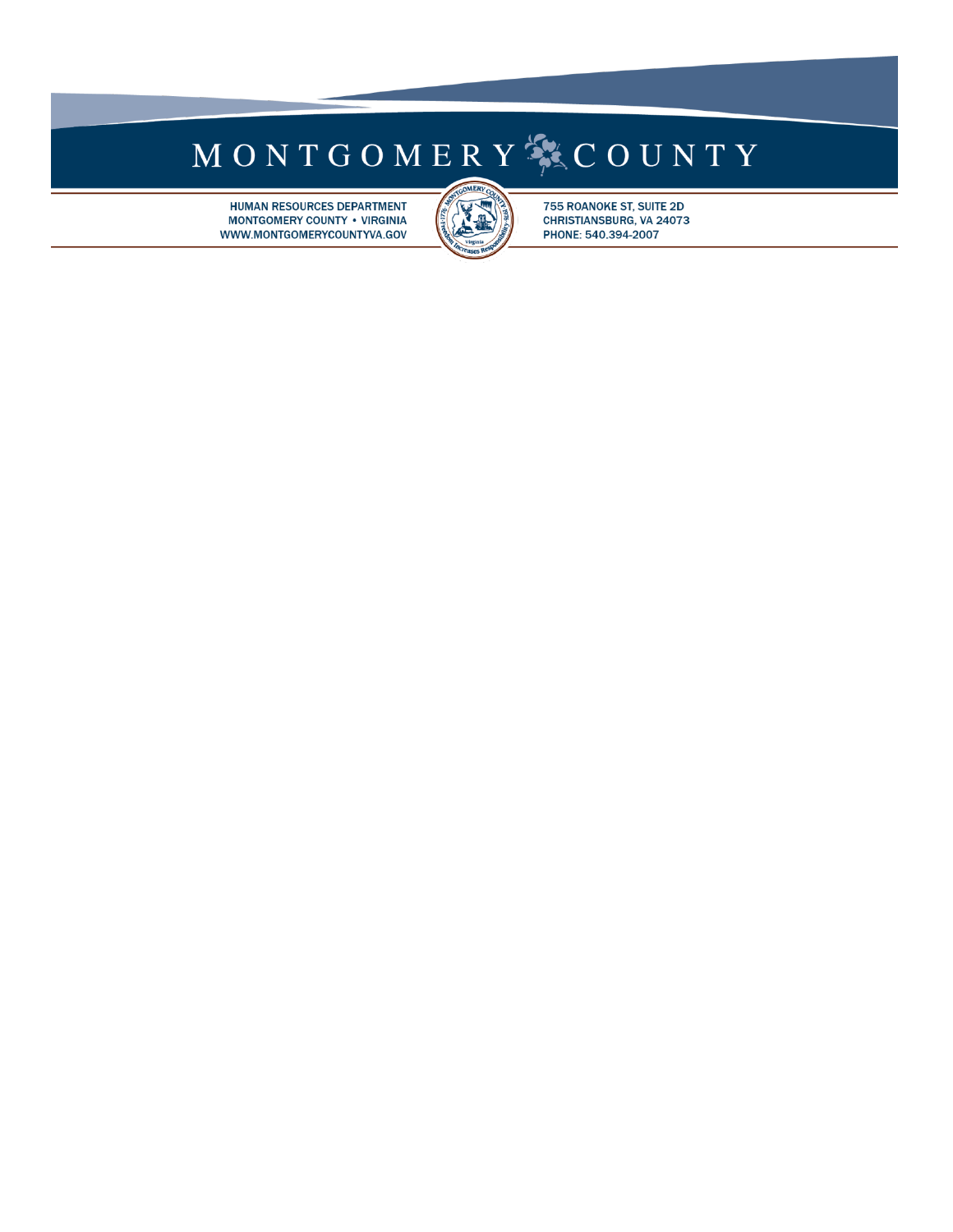# MONTGOMERY COUNTY

HUMAN RESOURCES DEPARTMENT
MONTGOMERY COUNTY • VIRGINIA
WWW.MONTGOMERYCOUNTYVA.GOV

755 ROANOKE ST, SUITE 2D
CHRISTIANSBURG, VA 24073
PHONE: 540.394-2007